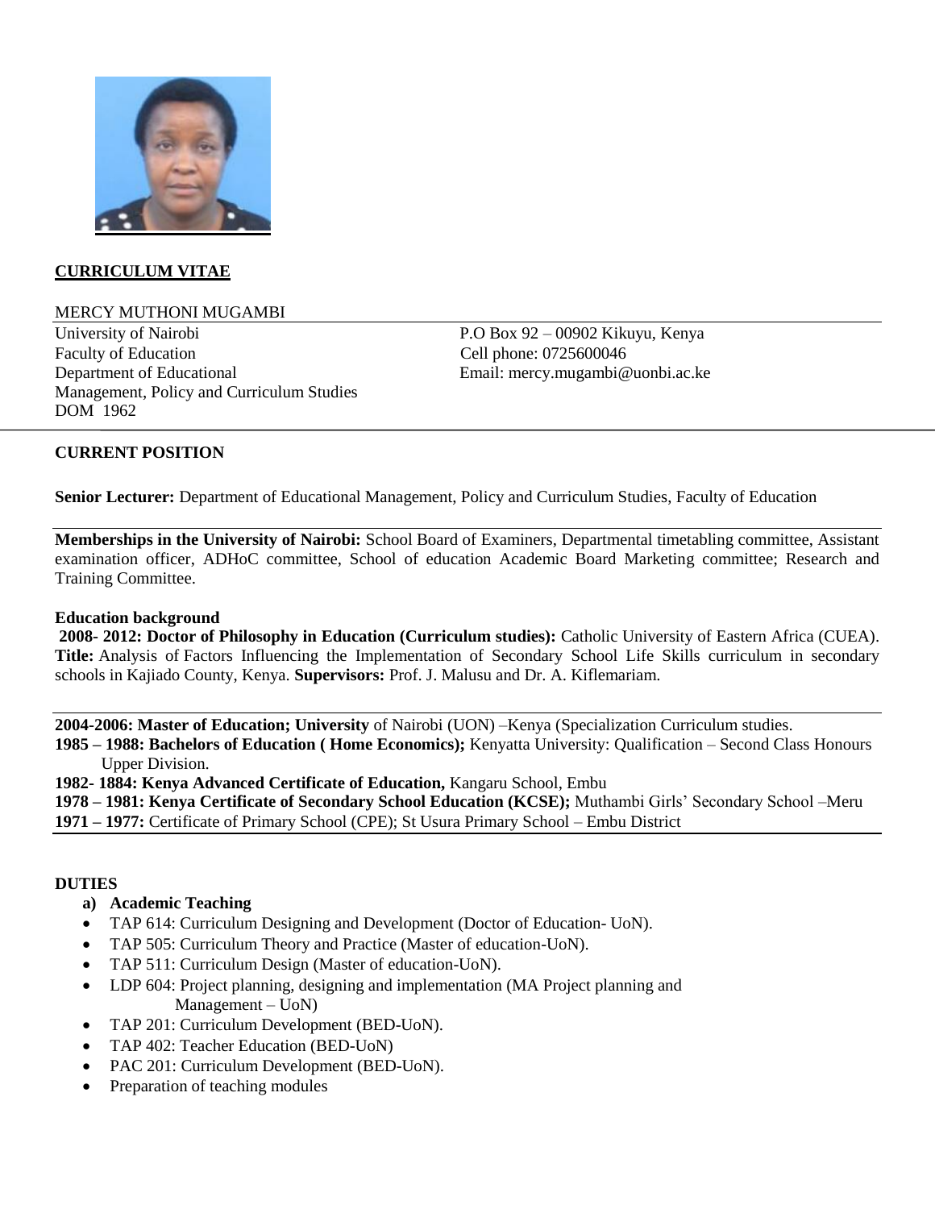# CURRICULUM VITAE

MERCY MUTHONI MUGAMBI

University of Nairobi
Faculty of Education
Department of Educational Management, Policy and Curriculum Studies
DOM 1962

P.O Box 92 – 00902 Kikuyu, Kenya
Cell phone: 0725600046
Email: mercy.mugambi@uonbi.ac.ke

## CURRENT POSITION

**Senior Lecturer:** Department of Educational Management, Policy and Curriculum Studies, Faculty of Education

**Memberships in the University of Nairobi:** School Board of Examiners, Departmental timetabling committee, Assistant examination officer, ADHoC committee, School of education Academic Board Marketing committee; Research and Training Committee.

### Education background

**2008- 2012: Doctor of Philosophy in Education (Curriculum studies):** Catholic University of Eastern Africa (CUEA). **Title:** Analysis of Factors Influencing the Implementation of Secondary School Life Skills curriculum in secondary schools in Kajiado County, Kenya. **Supervisors:** Prof. J. Malusu and Dr. A. Kiflemariam.

**2004-2006: Master of Education; University** of Nairobi (UON) –Kenya (Specialization Curriculum studies.

**1985 – 1988: Bachelors of Education ( Home Economics);** Kenyatta University: Qualification – Second Class Honours Upper Division.

**1982- 1884: Kenya Advanced Certificate of Education,** Kangaru School, Embu

**1978 – 1981: Kenya Certificate of Secondary School Education (KCSE);** Muthambi Girls' Secondary School –Meru

**1971 – 1977:** Certificate of Primary School (CPE); St Usura Primary School – Embu District

## DUTIES

**a) Academic Teaching**

- TAP 614: Curriculum Designing and Development (Doctor of Education- UoN).
- TAP 505: Curriculum Theory and Practice (Master of education-UoN).
- TAP 511: Curriculum Design (Master of education-UoN).
- LDP 604: Project planning, designing and implementation (MA Project planning and Management – UoN)
- TAP 201: Curriculum Development (BED-UoN).
- TAP 402: Teacher Education (BED-UoN)
- PAC 201: Curriculum Development (BED-UoN).
- Preparation of teaching modules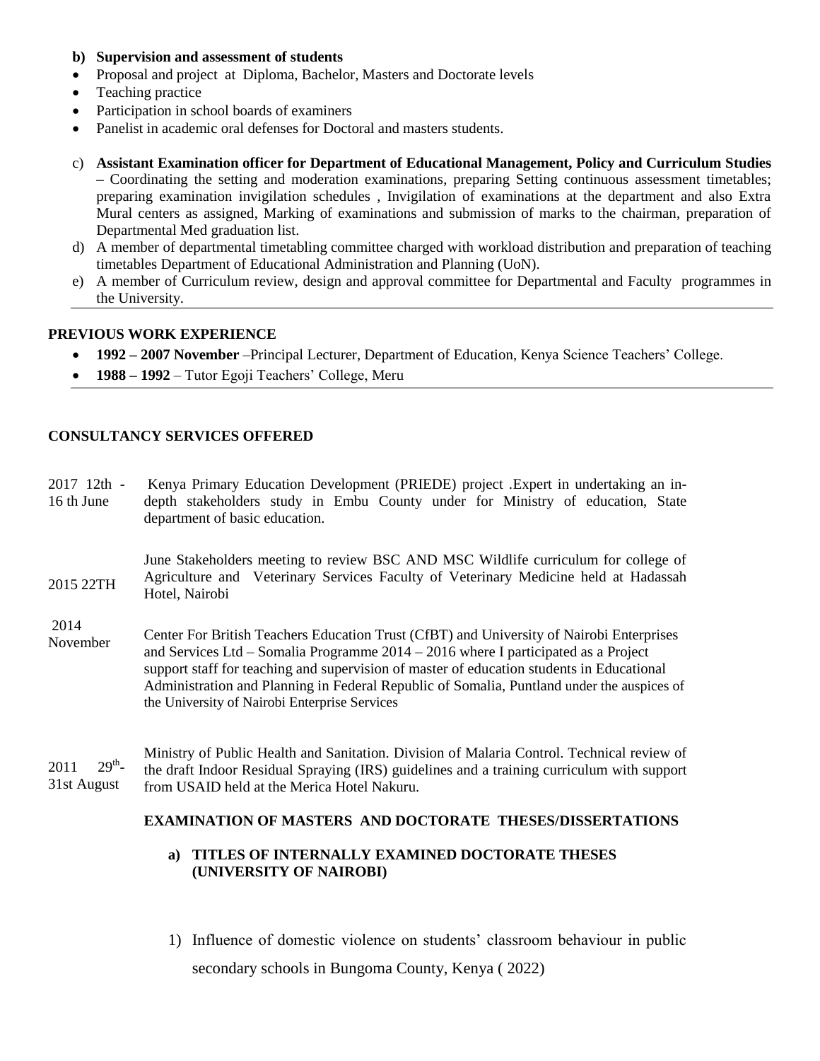**b) Supervision and assessment of students**

- Proposal and project at Diploma, Bachelor, Masters and Doctorate levels
- Teaching practice
- Participation in school boards of examiners
- Panelist in academic oral defenses for Doctoral and masters students.

c) **Assistant Examination officer for Department of Educational Management, Policy and Curriculum Studies –** Coordinating the setting and moderation examinations, preparing Setting continuous assessment timetables; preparing examination invigilation schedules , Invigilation of examinations at the department and also Extra Mural centers as assigned, Marking of examinations and submission of marks to the chairman, preparation of Departmental Med graduation list.

d) A member of departmental timetabling committee charged with workload distribution and preparation of teaching timetables Department of Educational Administration and Planning (UoN).

e) A member of Curriculum review, design and approval committee for Departmental and Faculty programmes in the University.

## PREVIOUS WORK EXPERIENCE

- **1992 – 2007 November** –Principal Lecturer, Department of Education, Kenya Science Teachers' College.
- **1988 – 1992** – Tutor Egoji Teachers' College, Meru

## CONSULTANCY SERVICES OFFERED

| | |
|---|---|
| 2017 12th - 16 th June | Kenya Primary Education Development (PRIEDE) project .Expert in undertaking an in-depth stakeholders study in Embu County under for Ministry of education, State department of basic education. |
| 2015 22TH | June Stakeholders meeting to review BSC AND MSC Wildlife curriculum for college of Agriculture and Veterinary Services Faculty of Veterinary Medicine held at Hadassah Hotel, Nairobi |
| 2014 November | Center For British Teachers Education Trust (CfBT) and University of Nairobi Enterprises and Services Ltd – Somalia Programme 2014 – 2016 where I participated as a Project support staff for teaching and supervision of master of education students in Educational Administration and Planning in Federal Republic of Somalia, Puntland under the auspices of the University of Nairobi Enterprise Services |
| 2011 29th- 31st August | Ministry of Public Health and Sanitation. Division of Malaria Control. Technical review of the draft Indoor Residual Spraying (IRS) guidelines and a training curriculum with support from USAID held at the Merica Hotel Nakuru. |

## EXAMINATION OF MASTERS AND DOCTORATE THESES/DISSERTATIONS

### a) TITLES OF INTERNALLY EXAMINED DOCTORATE THESES (UNIVERSITY OF NAIROBI)

1) Influence of domestic violence on students' classroom behaviour in public secondary schools in Bungoma County, Kenya ( 2022)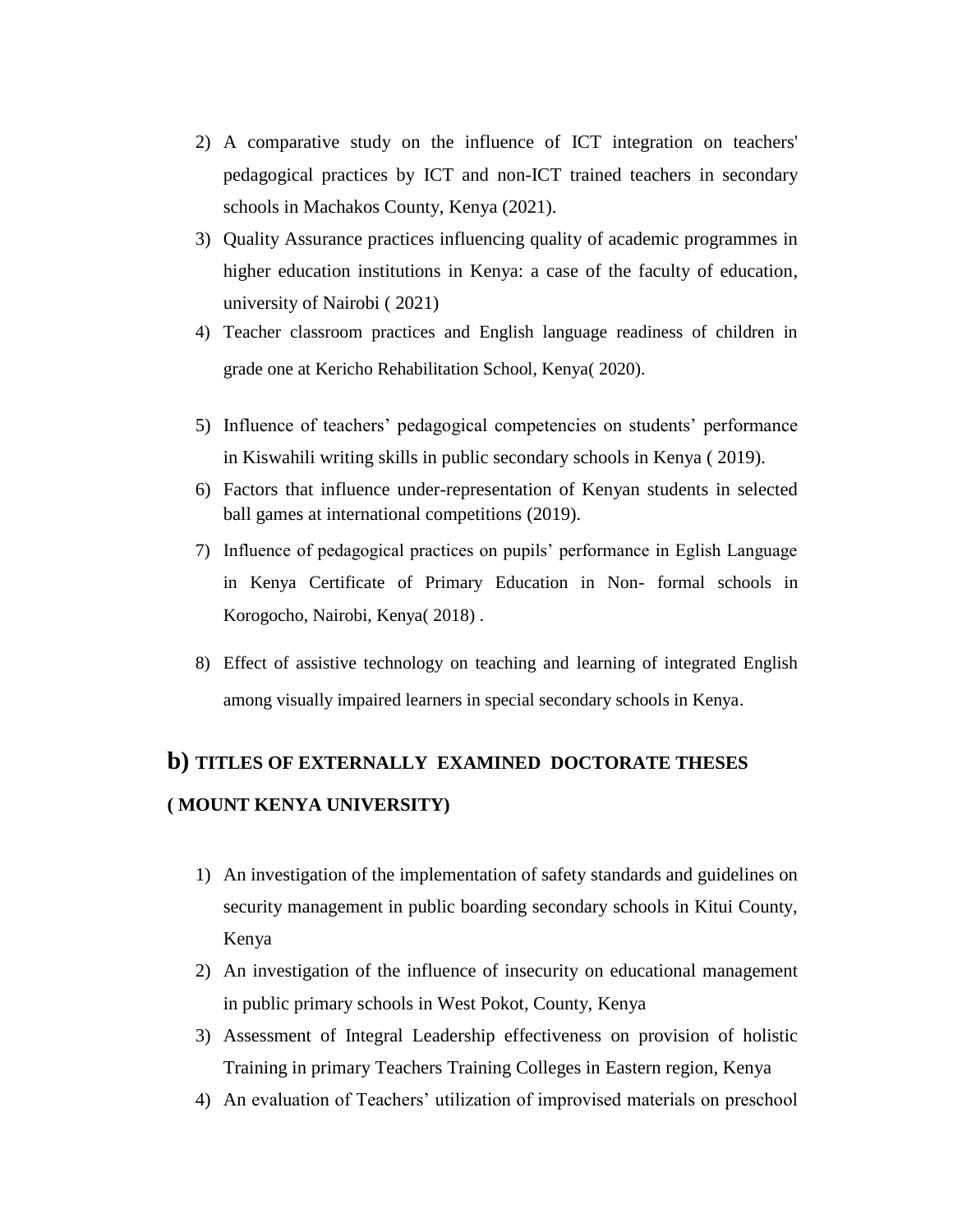2) A comparative study on the influence of ICT integration on teachers' pedagogical practices by ICT and non-ICT trained teachers in secondary schools in Machakos County, Kenya (2021).
3) Quality Assurance practices influencing quality of academic programmes in higher education institutions in Kenya: a case of the faculty of education, university of Nairobi ( 2021)
4) Teacher classroom practices and English language readiness of children in grade one at Kericho Rehabilitation School, Kenya( 2020).
5) Influence of teachers' pedagogical competencies on students' performance in Kiswahili writing skills in public secondary schools in Kenya ( 2019).
6) Factors that influence under-representation of Kenyan students in selected ball games at international competitions (2019).
7) Influence of pedagogical practices on pupils' performance in Eglish Language in Kenya Certificate of Primary Education in Non- formal schools in Korogocho, Nairobi, Kenya( 2018) .
8) Effect of assistive technology on teaching and learning of integrated English among visually impaired learners in special secondary schools in Kenya.

## b) TITLES OF EXTERNALLY EXAMINED DOCTORATE THESES

### ( MOUNT KENYA UNIVERSITY)

1) An investigation of the implementation of safety standards and guidelines on security management in public boarding secondary schools in Kitui County, Kenya
2) An investigation of the influence of insecurity on educational management in public primary schools in West Pokot, County, Kenya
3) Assessment of Integral Leadership effectiveness on provision of holistic Training in primary Teachers Training Colleges in Eastern region, Kenya
4) An evaluation of Teachers' utilization of improvised materials on preschool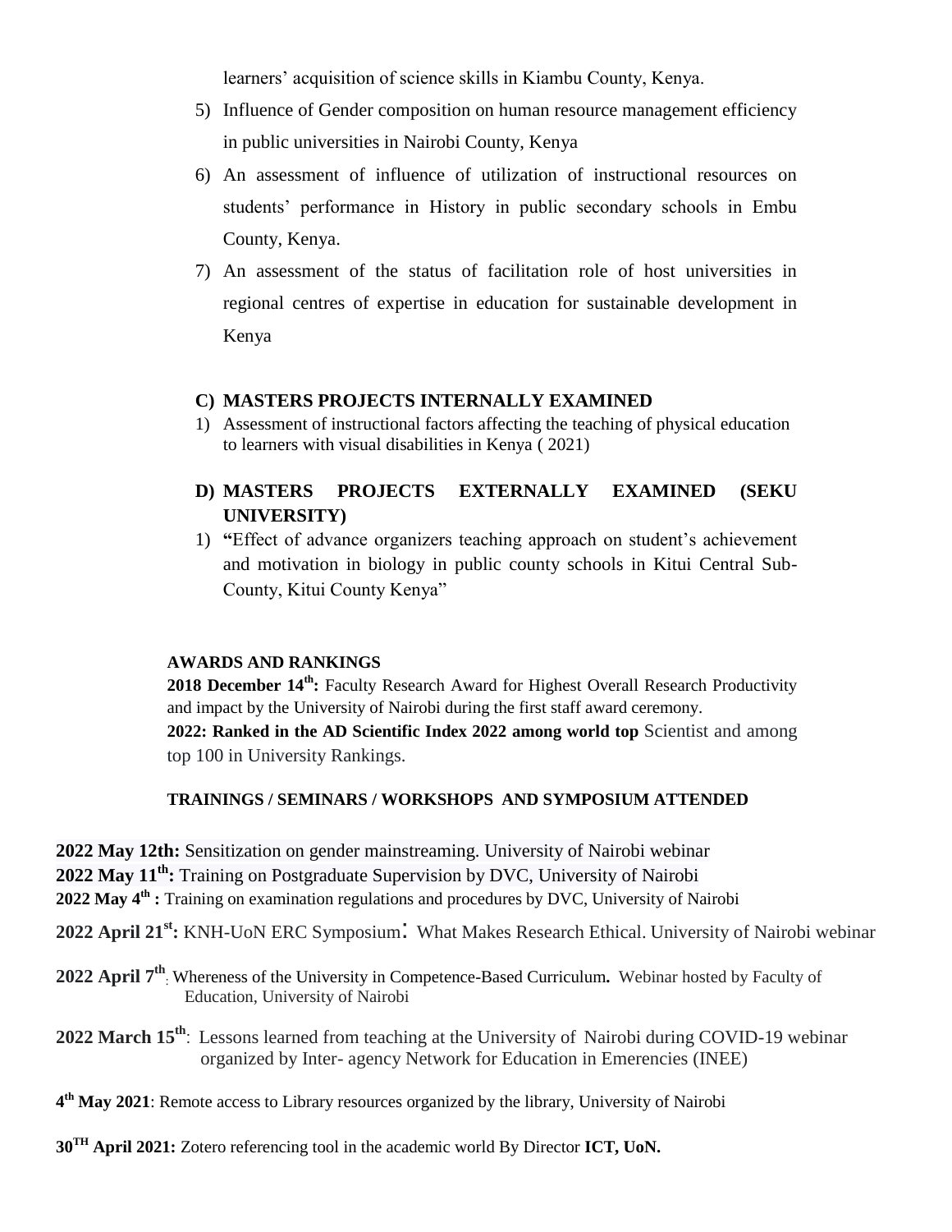learners' acquisition of science skills in Kiambu County, Kenya.

5) Influence of Gender composition on human resource management efficiency in public universities in Nairobi County, Kenya
6) An assessment of influence of utilization of instructional resources on students' performance in History in public secondary schools in Embu County, Kenya.
7) An assessment of the status of facilitation role of host universities in regional centres of expertise in education for sustainable development in Kenya

## C) MASTERS PROJECTS INTERNALLY EXAMINED

1) Assessment of instructional factors affecting the teaching of physical education to learners with visual disabilities in Kenya ( 2021)

## D) MASTERS PROJECTS EXTERNALLY EXAMINED (SEKU UNIVERSITY)

1) **"**Effect of advance organizers teaching approach on student's achievement and motivation in biology in public county schools in Kitui Central Sub-County, Kitui County Kenya"

## AWARDS AND RANKINGS

**2018 December 14th:** Faculty Research Award for Highest Overall Research Productivity and impact by the University of Nairobi during the first staff award ceremony.

**2022: Ranked in the AD Scientific Index 2022 among world top** Scientist and among top 100 in University Rankings.

## TRAININGS / SEMINARS / WORKSHOPS AND SYMPOSIUM ATTENDED

**2022 May 12th:** Sensitization on gender mainstreaming. University of Nairobi webinar

**2022 May 11th:** Training on Postgraduate Supervision by DVC, University of Nairobi

**2022 May 4th :** Training on examination regulations and procedures by DVC, University of Nairobi

**2022 April 21st:** KNH-UoN ERC Symposium: What Makes Research Ethical. University of Nairobi webinar

**2022 April 7th**: Whereness of the University in Competence-Based Curriculum**.** Webinar hosted by Faculty of Education, University of Nairobi

**2022 March 15th**: Lessons learned from teaching at the University of Nairobi during COVID-19 webinar organized by Inter- agency Network for Education in Emerencies (INEE)

**4th May 2021**: Remote access to Library resources organized by the library, University of Nairobi

**30TH April 2021:** Zotero referencing tool in the academic world By Director **ICT, UoN.**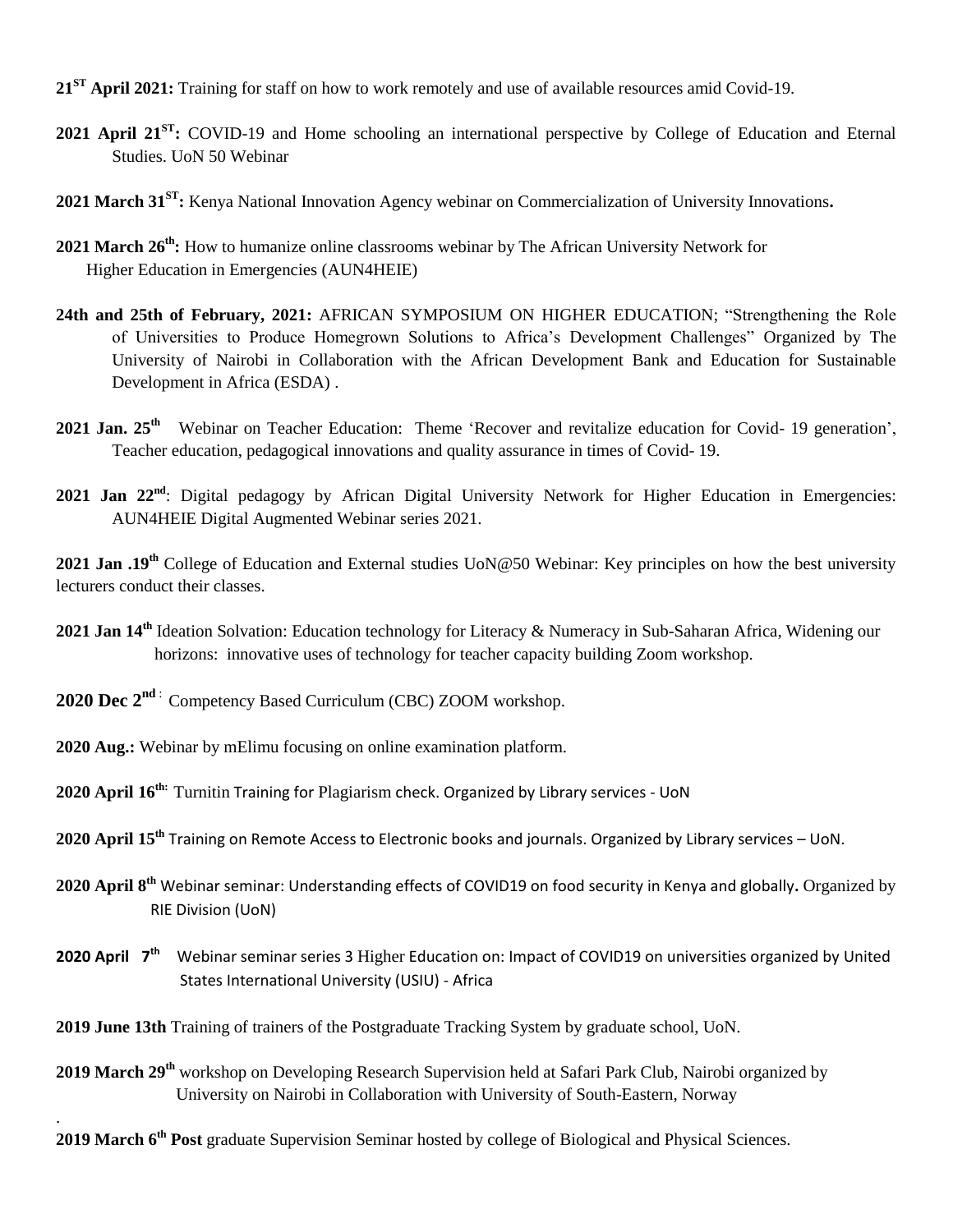**21ST April 2021:** Training for staff on how to work remotely and use of available resources amid Covid-19.

**2021 April 21ST:** COVID-19 and Home schooling an international perspective by College of Education and Eternal Studies. UoN 50 Webinar

**2021 March 31ST:** Kenya National Innovation Agency webinar on Commercialization of University Innovations**.**

**2021 March 26th:** How to humanize online classrooms webinar by The African University Network for Higher Education in Emergencies (AUN4HEIE)

**24th and 25th of February, 2021:** AFRICAN SYMPOSIUM ON HIGHER EDUCATION; "Strengthening the Role of Universities to Produce Homegrown Solutions to Africa's Development Challenges" Organized by The University of Nairobi in Collaboration with the African Development Bank and Education for Sustainable Development in Africa (ESDA) .

**2021 Jan. 25th** Webinar on Teacher Education: Theme 'Recover and revitalize education for Covid- 19 generation', Teacher education, pedagogical innovations and quality assurance in times of Covid- 19.

**2021 Jan 22nd**: Digital pedagogy by African Digital University Network for Higher Education in Emergencies: AUN4HEIE Digital Augmented Webinar series 2021.

**2021 Jan .19th** College of Education and External studies UoN@50 Webinar: Key principles on how the best university lecturers conduct their classes.

**2021 Jan 14th** Ideation Solvation: Education technology for Literacy & Numeracy in Sub-Saharan Africa, Widening our horizons: innovative uses of technology for teacher capacity building Zoom workshop.

**2020 Dec 2nd** : Competency Based Curriculum (CBC) ZOOM workshop.

**2020 Aug.:** Webinar by mElimu focusing on online examination platform.

**2020 April 16th:** Turnitin Training for Plagiarism check. Organized by Library services - UoN

**2020 April 15th** Training on Remote Access to Electronic books and journals. Organized by Library services – UoN.

**2020 April 8th** Webinar seminar: Understanding effects of COVID19 on food security in Kenya and globally**.** Organized by RIE Division (UoN)

**2020 April 7th** Webinar seminar series 3 Higher Education on: Impact of COVID19 on universities organized by United States International University (USIU) - Africa

**2019 June 13th** Training of trainers of the Postgraduate Tracking System by graduate school, UoN.

**2019 March 29th** workshop on Developing Research Supervision held at Safari Park Club, Nairobi organized by University on Nairobi in Collaboration with University of South-Eastern, Norway

**2019 March 6th Post** graduate Supervision Seminar hosted by college of Biological and Physical Sciences.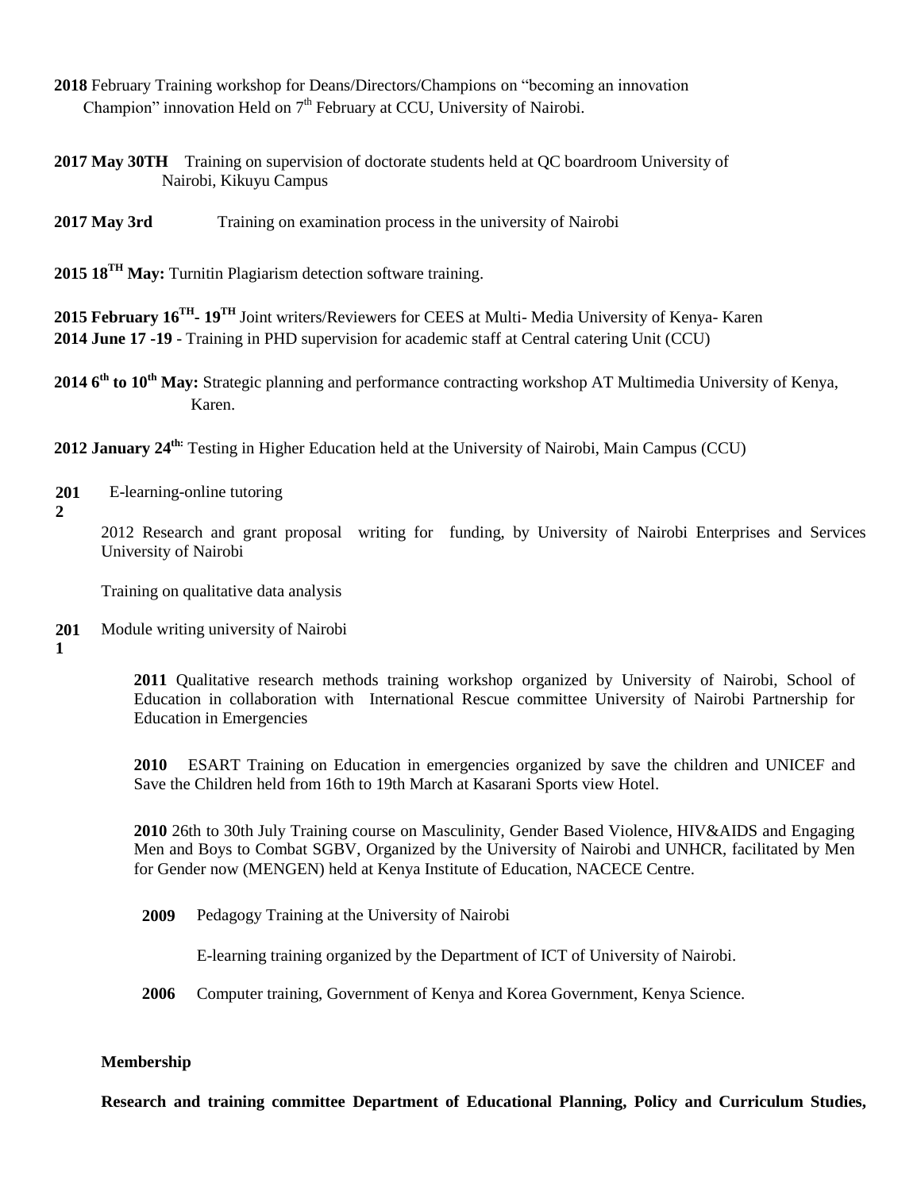**2018** February Training workshop for Deans/Directors/Champions on "becoming an innovation Champion" innovation Held on 7th February at CCU, University of Nairobi.

**2017 May 30TH** Training on supervision of doctorate students held at QC boardroom University of Nairobi, Kikuyu Campus

**2017 May 3rd** Training on examination process in the university of Nairobi

**2015 18TH May:** Turnitin Plagiarism detection software training.

**2015 February 16TH- 19TH** Joint writers/Reviewers for CEES at Multi- Media University of Kenya- Karen
**2014 June 17 -19** - Training in PHD supervision for academic staff at Central catering Unit (CCU)

**2014 6th to 10th May:** Strategic planning and performance contracting workshop AT Multimedia University of Kenya, Karen.

**2012 January 24th:** Testing in Higher Education held at the University of Nairobi, Main Campus (CCU)

**2012** E-learning-online tutoring

2012 Research and grant proposal writing for funding, by University of Nairobi Enterprises and Services University of Nairobi

Training on qualitative data analysis

**2011** Module writing university of Nairobi

**2011** Qualitative research methods training workshop organized by University of Nairobi, School of Education in collaboration with International Rescue committee University of Nairobi Partnership for Education in Emergencies

**2010** ESART Training on Education in emergencies organized by save the children and UNICEF and Save the Children held from 16th to 19th March at Kasarani Sports view Hotel.

**2010** 26th to 30th July Training course on Masculinity, Gender Based Violence, HIV&AIDS and Engaging Men and Boys to Combat SGBV, Organized by the University of Nairobi and UNHCR, facilitated by Men for Gender now (MENGEN) held at Kenya Institute of Education, NACECE Centre.

**2009** Pedagogy Training at the University of Nairobi

E-learning training organized by the Department of ICT of University of Nairobi.

**2006** Computer training, Government of Kenya and Korea Government, Kenya Science.

**Membership**

**Research and training committee Department of Educational Planning, Policy and Curriculum Studies,**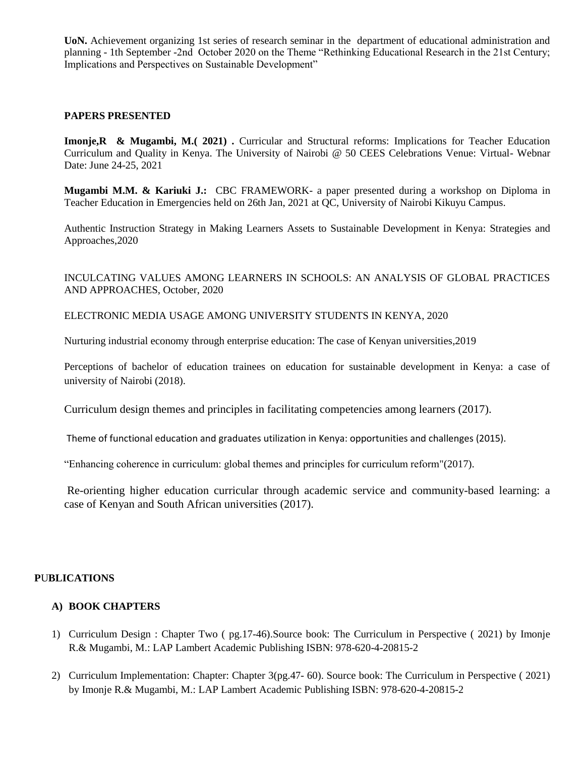**UoN.** Achievement organizing 1st series of research seminar in the department of educational administration and planning - 1th September -2nd October 2020 on the Theme "Rethinking Educational Research in the 21st Century; Implications and Perspectives on Sustainable Development"

### PAPERS PRESENTED

**Imonje,R & Mugambi, M.( 2021) .** Curricular and Structural reforms: Implications for Teacher Education Curriculum and Quality in Kenya. The University of Nairobi @ 50 CEES Celebrations Venue: Virtual- Webnar Date: June 24-25, 2021

**Mugambi M.M. & Kariuki J.:** CBC FRAMEWORK- a paper presented during a workshop on Diploma in Teacher Education in Emergencies held on 26th Jan, 2021 at QC, University of Nairobi Kikuyu Campus.

Authentic Instruction Strategy in Making Learners Assets to Sustainable Development in Kenya: Strategies and Approaches,2020

INCULCATING VALUES AMONG LEARNERS IN SCHOOLS: AN ANALYSIS OF GLOBAL PRACTICES AND APPROACHES, October, 2020

ELECTRONIC MEDIA USAGE AMONG UNIVERSITY STUDENTS IN KENYA, 2020

Nurturing industrial economy through enterprise education: The case of Kenyan universities,2019

Perceptions of bachelor of education trainees on education for sustainable development in Kenya: a case of university of Nairobi (2018).

Curriculum design themes and principles in facilitating competencies among learners (2017).

Theme of functional education and graduates utilization in Kenya: opportunities and challenges (2015).

"Enhancing coherence in curriculum: global themes and principles for curriculum reform"(2017).

Re-orienting higher education curricular through academic service and community-based learning: a case of Kenyan and South African universities (2017).

## PUBLICATIONS

### A) BOOK CHAPTERS

1) Curriculum Design : Chapter Two ( pg.17-46).Source book: The Curriculum in Perspective ( 2021) by Imonje R.& Mugambi, M.: LAP Lambert Academic Publishing ISBN: 978-620-4-20815-2

2) Curriculum Implementation: Chapter: Chapter 3(pg.47- 60). Source book: The Curriculum in Perspective ( 2021) by Imonje R.& Mugambi, M.: LAP Lambert Academic Publishing ISBN: 978-620-4-20815-2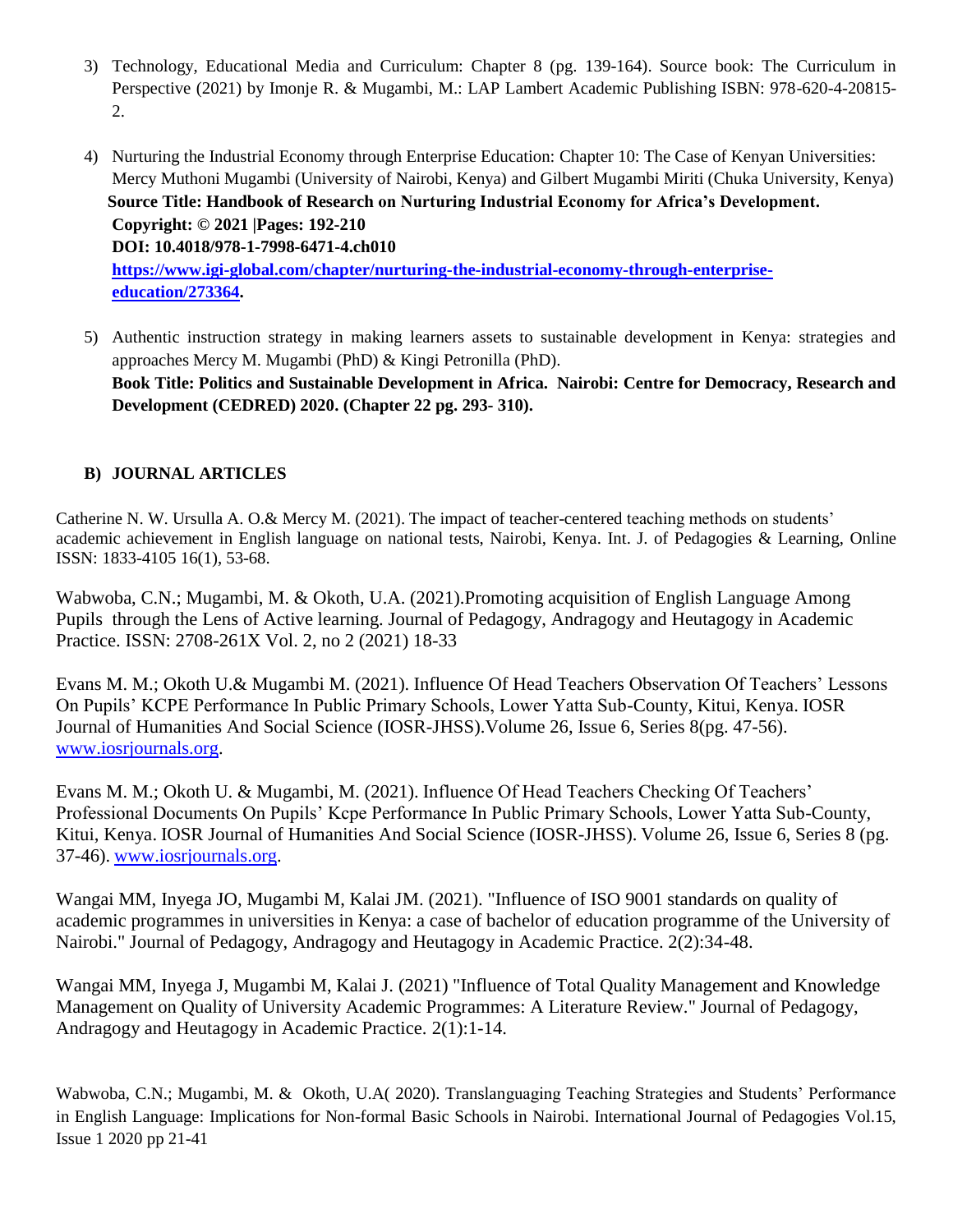3) Technology, Educational Media and Curriculum: Chapter 8 (pg. 139-164). Source book: The Curriculum in Perspective (2021) by Imonje R. & Mugambi, M.: LAP Lambert Academic Publishing ISBN: 978-620-4-20815-2.

4) Nurturing the Industrial Economy through Enterprise Education: Chapter 10: The Case of Kenyan Universities: Mercy Muthoni Mugambi (University of Nairobi, Kenya) and Gilbert Mugambi Miriti (Chuka University, Kenya)
 **Source Title: Handbook of Research on Nurturing Industrial Economy for Africa's Development.**
 **Copyright: © 2021 |Pages: 192-210**
 **DOI: 10.4018/978-1-7998-6471-4.ch010**
 **https://www.igi-global.com/chapter/nurturing-the-industrial-economy-through-enterprise-education/273364.**

5) Authentic instruction strategy in making learners assets to sustainable development in Kenya: strategies and approaches Mercy M. Mugambi (PhD) & Kingi Petronilla (PhD).
 **Book Title: Politics and Sustainable Development in Africa. Nairobi: Centre for Democracy, Research and Development (CEDRED) 2020. (Chapter 22 pg. 293- 310).**

## B) JOURNAL ARTICLES

Catherine N. W. Ursulla A. O.& Mercy M. (2021). The impact of teacher-centered teaching methods on students' academic achievement in English language on national tests, Nairobi, Kenya. Int. J. of Pedagogies & Learning, Online ISSN: 1833-4105 16(1), 53-68.

Wabwoba, C.N.; Mugambi, M. & Okoth, U.A. (2021).Promoting acquisition of English Language Among Pupils through the Lens of Active learning. Journal of Pedagogy, Andragogy and Heutagogy in Academic Practice. ISSN: 2708-261X Vol. 2, no 2 (2021) 18-33

Evans M. M.; Okoth U.& Mugambi M. (2021). Influence Of Head Teachers Observation Of Teachers' Lessons On Pupils' KCPE Performance In Public Primary Schools, Lower Yatta Sub-County, Kitui, Kenya. IOSR Journal of Humanities And Social Science (IOSR-JHSS).Volume 26, Issue 6, Series 8(pg. 47-56). www.iosrjournals.org.

Evans M. M.; Okoth U. & Mugambi, M. (2021). Influence Of Head Teachers Checking Of Teachers' Professional Documents On Pupils' Kcpe Performance In Public Primary Schools, Lower Yatta Sub-County, Kitui, Kenya. IOSR Journal of Humanities And Social Science (IOSR-JHSS). Volume 26, Issue 6, Series 8 (pg. 37-46). www.iosrjournals.org.

Wangai MM, Inyega JO, Mugambi M, Kalai JM. (2021). "Influence of ISO 9001 standards on quality of academic programmes in universities in Kenya: a case of bachelor of education programme of the University of Nairobi." Journal of Pedagogy, Andragogy and Heutagogy in Academic Practice. 2(2):34-48.

Wangai MM, Inyega J, Mugambi M, Kalai J. (2021) "Influence of Total Quality Management and Knowledge Management on Quality of University Academic Programmes: A Literature Review." Journal of Pedagogy, Andragogy and Heutagogy in Academic Practice. 2(1):1-14.

Wabwoba, C.N.; Mugambi, M. & Okoth, U.A( 2020). Translanguaging Teaching Strategies and Students' Performance in English Language: Implications for Non-formal Basic Schools in Nairobi. International Journal of Pedagogies Vol.15, Issue 1 2020 pp 21-41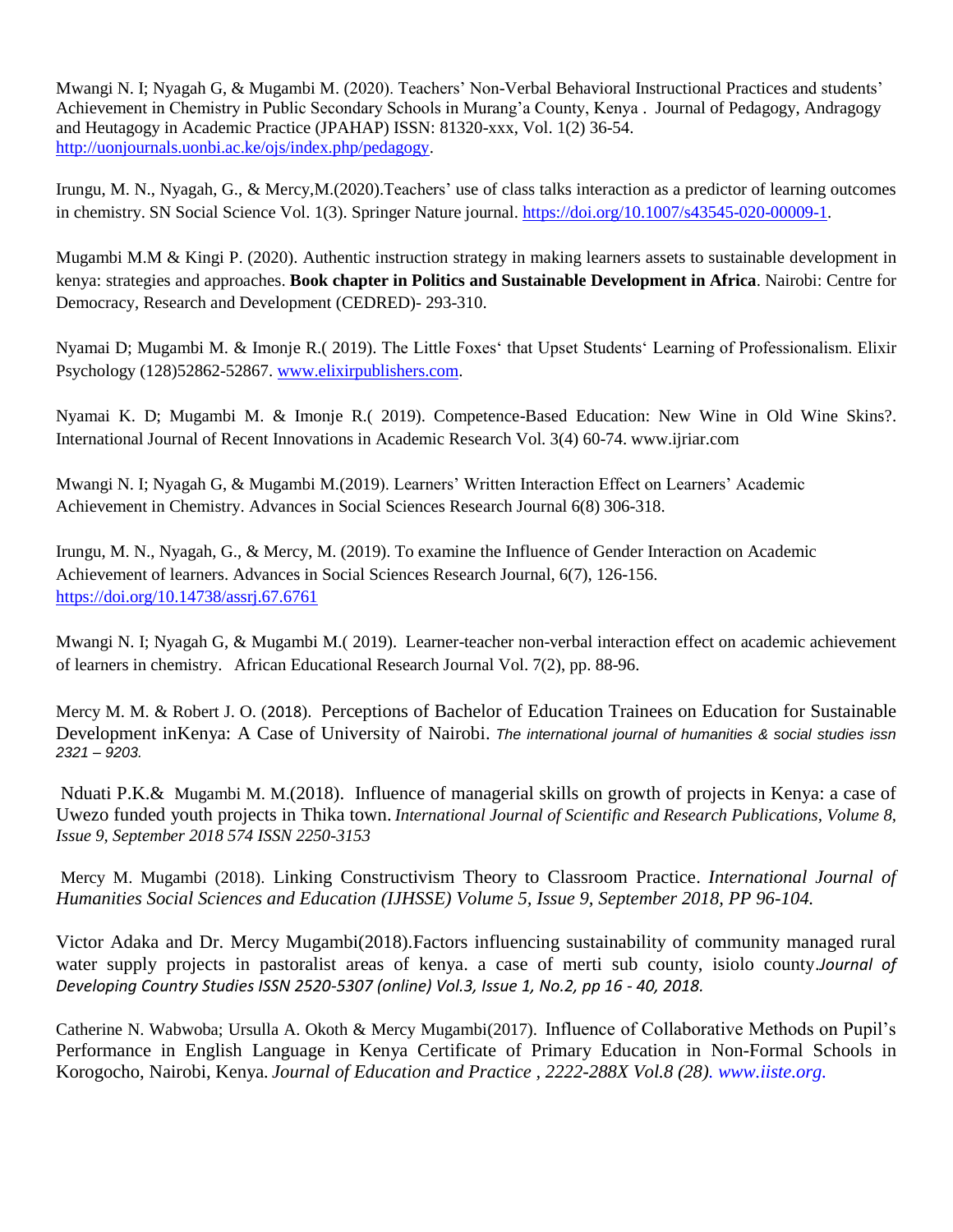Mwangi N. I; Nyagah G, & Mugambi M. (2020). Teachers' Non-Verbal Behavioral Instructional Practices and students' Achievement in Chemistry in Public Secondary Schools in Murang'a County, Kenya . Journal of Pedagogy, Andragogy and Heutagogy in Academic Practice (JPAHAP) ISSN: 81320-xxx, Vol. 1(2) 36-54. http://uonjournals.uonbi.ac.ke/ojs/index.php/pedagogy.

Irungu, M. N., Nyagah, G., & Mercy,M.(2020).Teachers' use of class talks interaction as a predictor of learning outcomes in chemistry. SN Social Science Vol. 1(3). Springer Nature journal. https://doi.org/10.1007/s43545-020-00009-1.

Mugambi M.M & Kingi P. (2020). Authentic instruction strategy in making learners assets to sustainable development in kenya: strategies and approaches. **Book chapter in Politics and Sustainable Development in Africa**. Nairobi: Centre for Democracy, Research and Development (CEDRED)- 293-310.

Nyamai D; Mugambi M. & Imonje R.( 2019). The Little Foxes' that Upset Students' Learning of Professionalism. Elixir Psychology (128)52862-52867. www.elixirpublishers.com.

Nyamai K. D; Mugambi M. & Imonje R.( 2019). Competence-Based Education: New Wine in Old Wine Skins?. International Journal of Recent Innovations in Academic Research Vol. 3(4) 60-74. www.ijriar.com

Mwangi N. I; Nyagah G, & Mugambi M.(2019). Learners' Written Interaction Effect on Learners' Academic Achievement in Chemistry. Advances in Social Sciences Research Journal 6(8) 306-318.

Irungu, M. N., Nyagah, G., & Mercy, M. (2019). To examine the Influence of Gender Interaction on Academic Achievement of learners. Advances in Social Sciences Research Journal, 6(7), 126-156. https://doi.org/10.14738/assrj.67.6761

Mwangi N. I; Nyagah G, & Mugambi M.( 2019). Learner-teacher non-verbal interaction effect on academic achievement of learners in chemistry. African Educational Research Journal Vol. 7(2), pp. 88-96.

Mercy M. M. & Robert J. O. (2018). Perceptions of Bachelor of Education Trainees on Education for Sustainable Development inKenya: A Case of University of Nairobi. *The international journal of humanities & social studies issn 2321 – 9203.*

Nduati P.K.& Mugambi M. M.(2018). Influence of managerial skills on growth of projects in Kenya: a case of Uwezo funded youth projects in Thika town. *International Journal of Scientific and Research Publications, Volume 8, Issue 9, September 2018 574 ISSN 2250-3153*

Mercy M. Mugambi (2018). Linking Constructivism Theory to Classroom Practice. *International Journal of Humanities Social Sciences and Education (IJHSSE) Volume 5, Issue 9, September 2018, PP 96-104.*

Victor Adaka and Dr. Mercy Mugambi(2018).Factors influencing sustainability of community managed rural water supply projects in pastoralist areas of kenya. a case of merti sub county, isiolo county.*Journal of Developing Country Studies ISSN 2520-5307 (online) Vol.3, Issue 1, No.2, pp 16 - 40, 2018.*

Catherine N. Wabwoba; Ursulla A. Okoth & Mercy Mugambi(2017). Influence of Collaborative Methods on Pupil's Performance in English Language in Kenya Certificate of Primary Education in Non-Formal Schools in Korogocho, Nairobi, Kenya. *Journal of Education and Practice , 2222-288X Vol.8 (28). www.iiste.org.*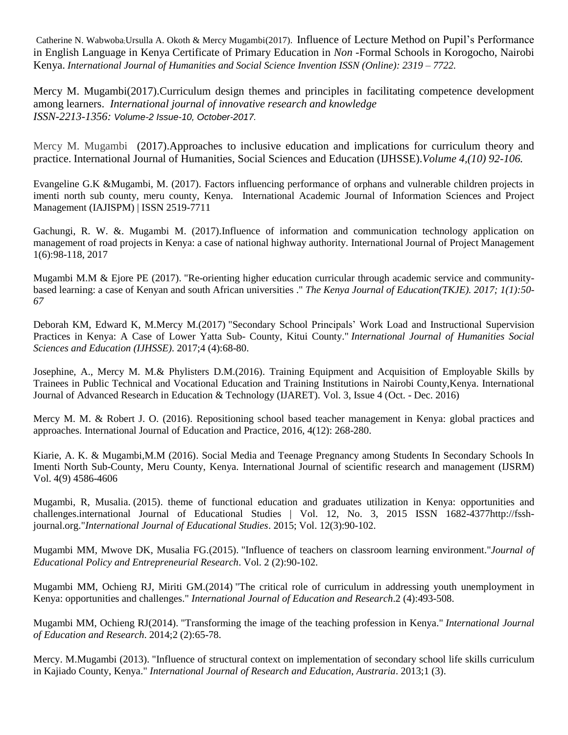Catherine N. Wabwoba;Ursulla A. Okoth & Mercy Mugambi(2017). Influence of Lecture Method on Pupil's Performance in English Language in Kenya Certificate of Primary Education in *Non* -Formal Schools in Korogocho, Nairobi Kenya. *International Journal of Humanities and Social Science Invention ISSN (Online): 2319 – 7722.*

Mercy M. Mugambi(2017).Curriculum design themes and principles in facilitating competence development among learners. *International journal of innovative research and knowledge ISSN-2213-1356: Volume-2 Issue-10, October-2017.*

Mercy M. Mugambi (2017).Approaches to inclusive education and implications for curriculum theory and practice. International Journal of Humanities, Social Sciences and Education (IJHSSE).*Volume 4,(10) 92-106.*

Evangeline G.K &Mugambi, M. (2017). Factors influencing performance of orphans and vulnerable children projects in imenti north sub county, meru county, Kenya. International Academic Journal of Information Sciences and Project Management (IAJISPM) | ISSN 2519-7711

Gachungi, R. W. &. Mugambi M. (2017).Influence of information and communication technology application on management of road projects in Kenya: a case of national highway authority. International Journal of Project Management 1(6):98-118, 2017

Mugambi M.M & Ejore PE (2017). "Re-orienting higher education curricular through academic service and community-based learning: a case of Kenyan and south African universities ." *The Kenya Journal of Education(TKJE). 2017; 1(1):50-67*

Deborah KM, Edward K, M.Mercy M.(2017) "Secondary School Principals' Work Load and Instructional Supervision Practices in Kenya: A Case of Lower Yatta Sub- County, Kitui County." *International Journal of Humanities Social Sciences and Education (IJHSSE)*. 2017;4 (4):68-80.

Josephine, A., Mercy M. M.& Phylisters D.M.(2016). Training Equipment and Acquisition of Employable Skills by Trainees in Public Technical and Vocational Education and Training Institutions in Nairobi County,Kenya. International Journal of Advanced Research in Education & Technology (IJARET). Vol. 3, Issue 4 (Oct. - Dec. 2016)

Mercy M. M. & Robert J. O. (2016). Repositioning school based teacher management in Kenya: global practices and approaches. International Journal of Education and Practice, 2016, 4(12): 268-280.

Kiarie, A. K. & Mugambi,M.M (2016). Social Media and Teenage Pregnancy among Students In Secondary Schools In Imenti North Sub-County, Meru County, Kenya. International Journal of scientific research and management (IJSRM) Vol. 4(9) 4586-4606

Mugambi, R, Musalia. (2015). theme of functional education and graduates utilization in Kenya: opportunities and challenges.international Journal of Educational Studies | Vol. 12, No. 3, 2015 ISSN 1682-4377http://fssh-journal.org."*International Journal of Educational Studies*. 2015; Vol. 12(3):90-102.

Mugambi MM, Mwove DK, Musalia FG.(2015). "Influence of teachers on classroom learning environment."*Journal of Educational Policy and Entrepreneurial Research*. Vol. 2 (2):90-102.

Mugambi MM, Ochieng RJ, Miriti GM.(2014) "The critical role of curriculum in addressing youth unemployment in Kenya: opportunities and challenges." *International Journal of Education and Research*.2 (4):493-508.

Mugambi MM, Ochieng RJ(2014). "Transforming the image of the teaching profession in Kenya." *International Journal of Education and Research*. 2014;2 (2):65-78.

Mercy. M.Mugambi (2013). "Influence of structural context on implementation of secondary school life skills curriculum in Kajiado County, Kenya." *International Journal of Research and Education, Austraria*. 2013;1 (3).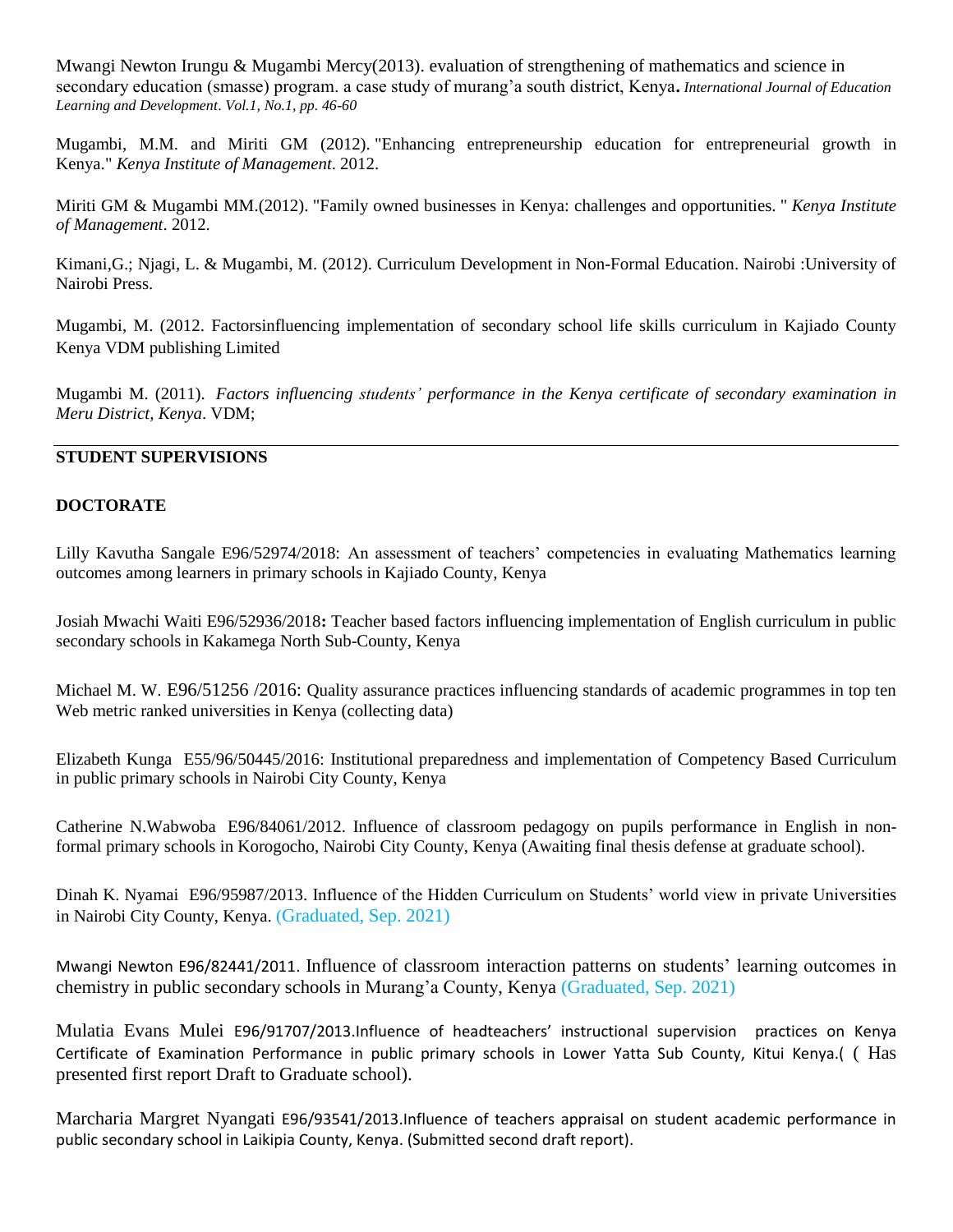Mwangi Newton Irungu & Mugambi Mercy(2013). evaluation of strengthening of mathematics and science in secondary education (smasse) program. a case study of murang'a south district, Kenya**.** *International Journal of Education Learning and Development*. *Vol.1, No.1, pp. 46-60*

Mugambi, M.M. and Miriti GM (2012). "Enhancing entrepreneurship education for entrepreneurial growth in Kenya." *Kenya Institute of Management*. 2012.

Miriti GM & Mugambi MM.(2012). "Family owned businesses in Kenya: challenges and opportunities. " *Kenya Institute of Management*. 2012.

Kimani,G.; Njagi, L. & Mugambi, M. (2012). Curriculum Development in Non-Formal Education. Nairobi :University of Nairobi Press.

Mugambi, M. (2012. Factorsinfluencing implementation of secondary school life skills curriculum in Kajiado County Kenya VDM publishing Limited

Mugambi M. (2011). *Factors influencing students' performance in the Kenya certificate of secondary examination in Meru District, Kenya*. VDM;

---

**STUDENT SUPERVISIONS**

**DOCTORATE**

Lilly Kavutha Sangale E96/52974/2018: An assessment of teachers' competencies in evaluating Mathematics learning outcomes among learners in primary schools in Kajiado County, Kenya

Josiah Mwachi Waiti E96/52936/2018**:** Teacher based factors influencing implementation of English curriculum in public secondary schools in Kakamega North Sub-County, Kenya

Michael M. W. E96/51256 /2016: Quality assurance practices influencing standards of academic programmes in top ten Web metric ranked universities in Kenya (collecting data)

Elizabeth Kunga E55/96/50445/2016: Institutional preparedness and implementation of Competency Based Curriculum in public primary schools in Nairobi City County, Kenya

Catherine N.Wabwoba E96/84061/2012. Influence of classroom pedagogy on pupils performance in English in non-formal primary schools in Korogocho, Nairobi City County, Kenya (Awaiting final thesis defense at graduate school).

Dinah K. Nyamai E96/95987/2013. Influence of the Hidden Curriculum on Students' world view in private Universities in Nairobi City County, Kenya. (Graduated, Sep. 2021)

Mwangi Newton E96/82441/2011. Influence of classroom interaction patterns on students' learning outcomes in chemistry in public secondary schools in Murang'a County, Kenya (Graduated, Sep. 2021)

Mulatia Evans Mulei E96/91707/2013.Influence of headteachers' instructional supervision practices on Kenya Certificate of Examination Performance in public primary schools in Lower Yatta Sub County, Kitui Kenya.( ( Has presented first report Draft to Graduate school).

Marcharia Margret Nyangati E96/93541/2013.Influence of teachers appraisal on student academic performance in public secondary school in Laikipia County, Kenya. (Submitted second draft report).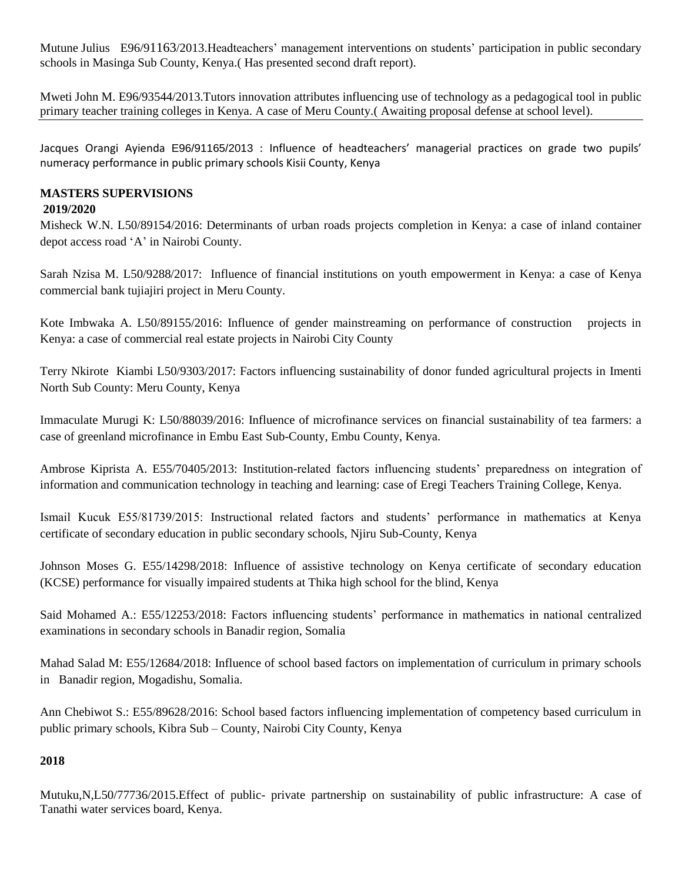Mutune Julius E96/91163/2013.Headteachers' management interventions on students' participation in public secondary schools in Masinga Sub County, Kenya.( Has presented second draft report).

Mweti John M. E96/93544/2013.Tutors innovation attributes influencing use of technology as a pedagogical tool in public primary teacher training colleges in Kenya. A case of Meru County.( Awaiting proposal defense at school level).

---

Jacques Orangi Ayienda E96/91165/2013 : Influence of headteachers' managerial practices on grade two pupils' numeracy performance in public primary schools Kisii County, Kenya

**MASTERS SUPERVISIONS**

**2019/2020**

Misheck W.N. L50/89154/2016: Determinants of urban roads projects completion in Kenya: a case of inland container depot access road 'A' in Nairobi County.

Sarah Nzisa M. L50/9288/2017: Influence of financial institutions on youth empowerment in Kenya: a case of Kenya commercial bank tujiajiri project in Meru County.

Kote Imbwaka A. L50/89155/2016: Influence of gender mainstreaming on performance of construction projects in Kenya: a case of commercial real estate projects in Nairobi City County

Terry Nkirote Kiambi L50/9303/2017: Factors influencing sustainability of donor funded agricultural projects in Imenti North Sub County: Meru County, Kenya

Immaculate Murugi K: L50/88039/2016: Influence of microfinance services on financial sustainability of tea farmers: a case of greenland microfinance in Embu East Sub-County, Embu County, Kenya.

Ambrose Kiprista A. E55/70405/2013: Institution-related factors influencing students' preparedness on integration of information and communication technology in teaching and learning: case of Eregi Teachers Training College, Kenya.

Ismail Kucuk E55/81739/2015: Instructional related factors and students' performance in mathematics at Kenya certificate of secondary education in public secondary schools, Njiru Sub-County, Kenya

Johnson Moses G. E55/14298/2018: Influence of assistive technology on Kenya certificate of secondary education (KCSE) performance for visually impaired students at Thika high school for the blind, Kenya

Said Mohamed A.: E55/12253/2018: Factors influencing students' performance in mathematics in national centralized examinations in secondary schools in Banadir region, Somalia

Mahad Salad M: E55/12684/2018: Influence of school based factors on implementation of curriculum in primary schools in Banadir region, Mogadishu, Somalia.

Ann Chebiwot S.: E55/89628/2016: School based factors influencing implementation of competency based curriculum in public primary schools, Kibra Sub – County, Nairobi City County, Kenya

**2018**

Mutuku,N,L50/77736/2015.Effect of public- private partnership on sustainability of public infrastructure: A case of Tanathi water services board, Kenya.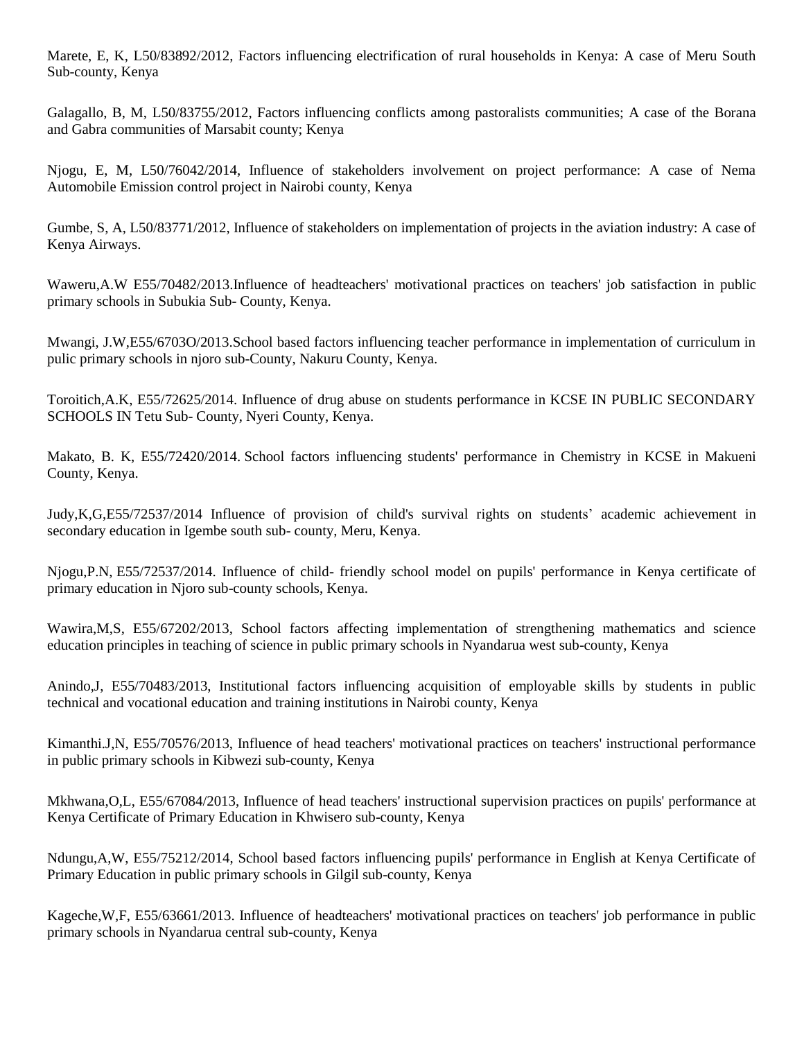Marete, E, K, L50/83892/2012, Factors influencing electrification of rural households in Kenya: A case of Meru South Sub-county, Kenya

Galagallo, B, M, L50/83755/2012, Factors influencing conflicts among pastoralists communities; A case of the Borana and Gabra communities of Marsabit county; Kenya

Njogu, E, M, L50/76042/2014, Influence of stakeholders involvement on project performance: A case of Nema Automobile Emission control project in Nairobi county, Kenya

Gumbe, S, A, L50/83771/2012, Influence of stakeholders on implementation of projects in the aviation industry: A case of Kenya Airways.

Waweru,A.W E55/70482/2013.Influence of headteachers' motivational practices on teachers' job satisfaction in public primary schools in Subukia Sub- County, Kenya.

Mwangi, J.W,E55/6703O/2013.School based factors influencing teacher performance in implementation of curriculum in pulic primary schools in njoro sub-County, Nakuru County, Kenya.

Toroitich,A.K, E55/72625/2014. Influence of drug abuse on students performance in KCSE IN PUBLIC SECONDARY SCHOOLS IN Tetu Sub- County, Nyeri County, Kenya.

Makato, B. K, E55/72420/2014. School factors influencing students' performance in Chemistry in KCSE in Makueni County, Kenya.

Judy,K,G,E55/72537/2014 Influence of provision of child's survival rights on students' academic achievement in secondary education in Igembe south sub- county, Meru, Kenya.

Njogu,P.N, E55/72537/2014. Influence of child- friendly school model on pupils' performance in Kenya certificate of primary education in Njoro sub-county schools, Kenya.

Wawira,M,S, E55/67202/2013, School factors affecting implementation of strengthening mathematics and science education principles in teaching of science in public primary schools in Nyandarua west sub-county, Kenya

Anindo,J, E55/70483/2013, Institutional factors influencing acquisition of employable skills by students in public technical and vocational education and training institutions in Nairobi county, Kenya

Kimanthi.J,N, E55/70576/2013, Influence of head teachers' motivational practices on teachers' instructional performance in public primary schools in Kibwezi sub-county, Kenya

Mkhwana,O,L, E55/67084/2013, Influence of head teachers' instructional supervision practices on pupils' performance at Kenya Certificate of Primary Education in Khwisero sub-county, Kenya

Ndungu,A,W, E55/75212/2014, School based factors influencing pupils' performance in English at Kenya Certificate of Primary Education in public primary schools in Gilgil sub-county, Kenya

Kageche,W,F, E55/63661/2013. Influence of headteachers' motivational practices on teachers' job performance in public primary schools in Nyandarua central sub-county, Kenya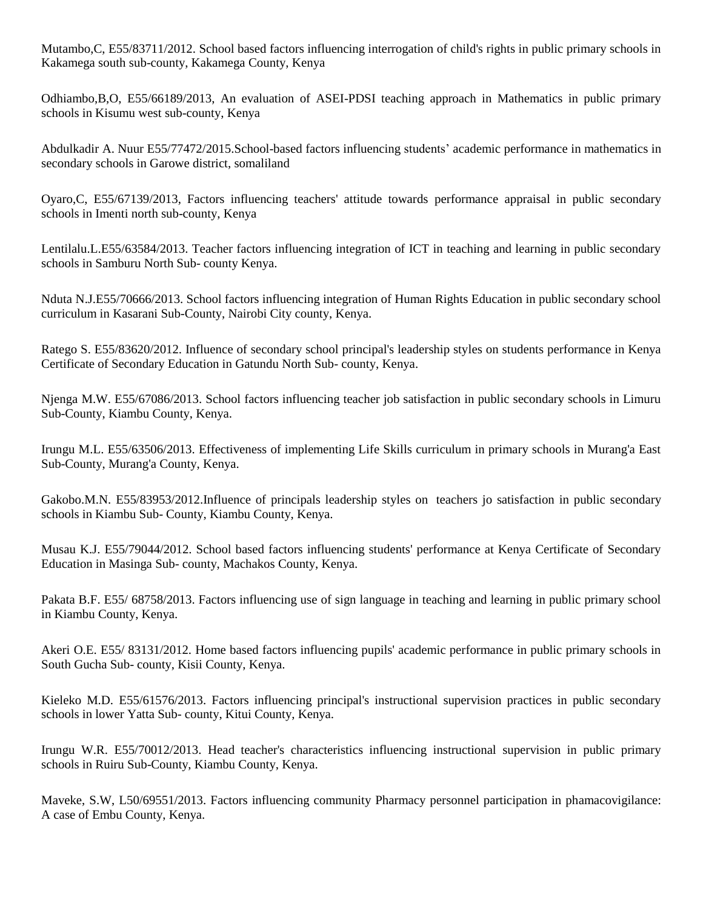Mutambo,C, E55/83711/2012. School based factors influencing interrogation of child's rights in public primary schools in Kakamega south sub-county, Kakamega County, Kenya

Odhiambo,B,O, E55/66189/2013, An evaluation of ASEI-PDSI teaching approach in Mathematics in public primary schools in Kisumu west sub-county, Kenya

Abdulkadir A. Nuur E55/77472/2015.School-based factors influencing students' academic performance in mathematics in secondary schools in Garowe district, somaliland

Oyaro,C, E55/67139/2013, Factors influencing teachers' attitude towards performance appraisal in public secondary schools in Imenti north sub-county, Kenya

Lentilalu.L.E55/63584/2013. Teacher factors influencing integration of ICT in teaching and learning in public secondary schools in Samburu North Sub- county Kenya.

Nduta N.J.E55/70666/2013. School factors influencing integration of Human Rights Education in public secondary school curriculum in Kasarani Sub-County, Nairobi City county, Kenya.

Ratego S. E55/83620/2012. Influence of secondary school principal's leadership styles on students performance in Kenya Certificate of Secondary Education in Gatundu North Sub- county, Kenya.

Njenga M.W. E55/67086/2013. School factors influencing teacher job satisfaction in public secondary schools in Limuru Sub-County, Kiambu County, Kenya.

Irungu M.L. E55/63506/2013. Effectiveness of implementing Life Skills curriculum in primary schools in Murang'a East Sub-County, Murang'a County, Kenya.

Gakobo.M.N. E55/83953/2012.Influence of principals leadership styles on teachers jo satisfaction in public secondary schools in Kiambu Sub- County, Kiambu County, Kenya.

Musau K.J. E55/79044/2012. School based factors influencing students' performance at Kenya Certificate of Secondary Education in Masinga Sub- county, Machakos County, Kenya.

Pakata B.F. E55/ 68758/2013. Factors influencing use of sign language in teaching and learning in public primary school in Kiambu County, Kenya.

Akeri O.E. E55/ 83131/2012. Home based factors influencing pupils' academic performance in public primary schools in South Gucha Sub- county, Kisii County, Kenya.

Kieleko M.D. E55/61576/2013. Factors influencing principal's instructional supervision practices in public secondary schools in lower Yatta Sub- county, Kitui County, Kenya.

Irungu W.R. E55/70012/2013. Head teacher's characteristics influencing instructional supervision in public primary schools in Ruiru Sub-County, Kiambu County, Kenya.

Maveke, S.W, L50/69551/2013. Factors influencing community Pharmacy personnel participation in phamacovigilance: A case of Embu County, Kenya.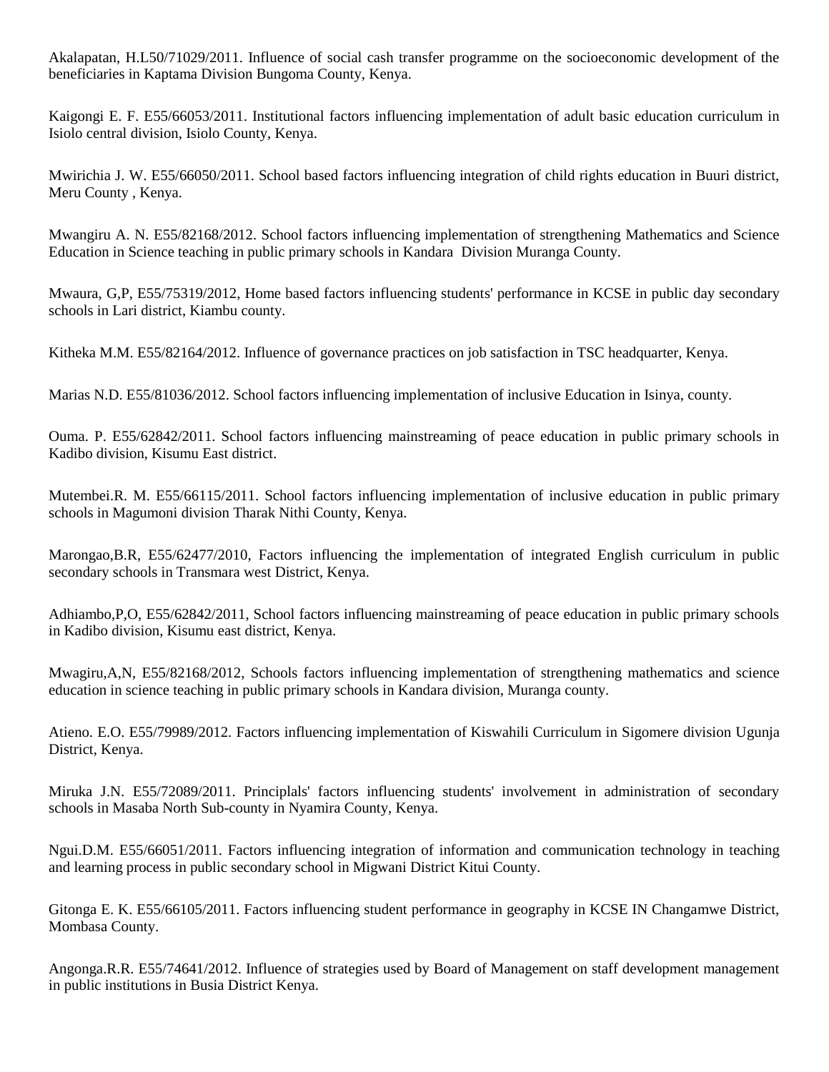Akalapatan, H.L50/71029/2011. Influence of social cash transfer programme on the socioeconomic development of the beneficiaries in Kaptama Division Bungoma County, Kenya.

Kaigongi E. F. E55/66053/2011. Institutional factors influencing implementation of adult basic education curriculum in Isiolo central division, Isiolo County, Kenya.

Mwirichia J. W. E55/66050/2011. School based factors influencing integration of child rights education in Buuri district, Meru County , Kenya.

Mwangiru A. N. E55/82168/2012. School factors influencing implementation of strengthening Mathematics and Science Education in Science teaching in public primary schools in Kandara Division Muranga County.

Mwaura, G,P, E55/75319/2012, Home based factors influencing students' performance in KCSE in public day secondary schools in Lari district, Kiambu county.

Kitheka M.M. E55/82164/2012. Influence of governance practices on job satisfaction in TSC headquarter, Kenya.

Marias N.D. E55/81036/2012. School factors influencing implementation of inclusive Education in Isinya, county.

Ouma. P. E55/62842/2011. School factors influencing mainstreaming of peace education in public primary schools in Kadibo division, Kisumu East district.

Mutembei.R. M. E55/66115/2011. School factors influencing implementation of inclusive education in public primary schools in Magumoni division Tharak Nithi County, Kenya.

Marongao,B.R, E55/62477/2010, Factors influencing the implementation of integrated English curriculum in public secondary schools in Transmara west District, Kenya.

Adhiambo,P,O, E55/62842/2011, School factors influencing mainstreaming of peace education in public primary schools in Kadibo division, Kisumu east district, Kenya.

Mwagiru,A,N, E55/82168/2012, Schools factors influencing implementation of strengthening mathematics and science education in science teaching in public primary schools in Kandara division, Muranga county.

Atieno. E.O. E55/79989/2012. Factors influencing implementation of Kiswahili Curriculum in Sigomere division Ugunja District, Kenya.

Miruka J.N. E55/72089/2011. Principlals' factors influencing students' involvement in administration of secondary schools in Masaba North Sub-county in Nyamira County, Kenya.

Ngui.D.M. E55/66051/2011. Factors influencing integration of information and communication technology in teaching and learning process in public secondary school in Migwani District Kitui County.

Gitonga E. K. E55/66105/2011. Factors influencing student performance in geography in KCSE IN Changamwe District, Mombasa County.

Angonga.R.R. E55/74641/2012. Influence of strategies used by Board of Management on staff development management in public institutions in Busia District Kenya.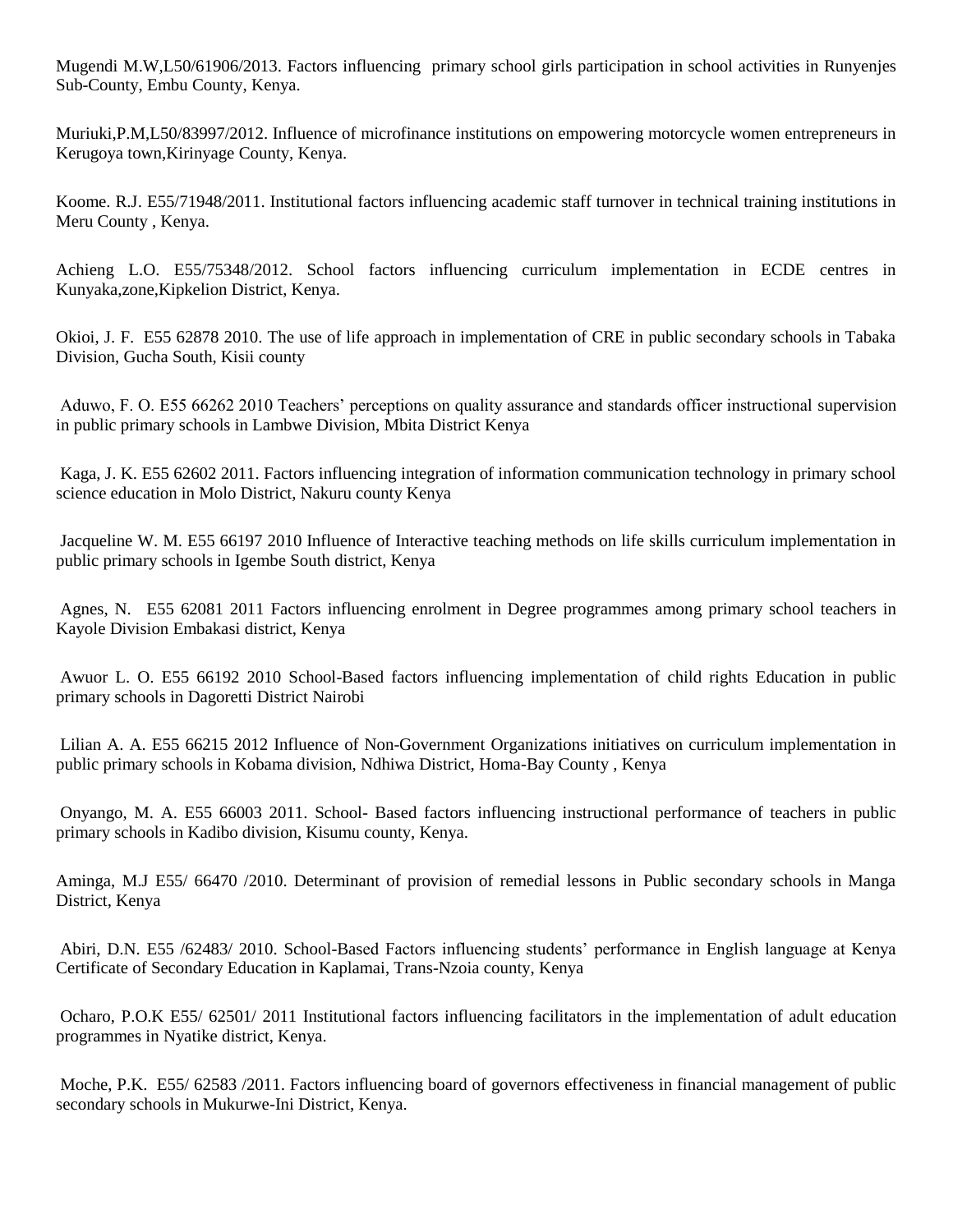Mugendi M.W,L50/61906/2013. Factors influencing primary school girls participation in school activities in Runyenjes Sub-County, Embu County, Kenya.

Muriuki,P.M,L50/83997/2012. Influence of microfinance institutions on empowering motorcycle women entrepreneurs in Kerugoya town,Kirinyage County, Kenya.

Koome. R.J. E55/71948/2011. Institutional factors influencing academic staff turnover in technical training institutions in Meru County , Kenya.

Achieng L.O. E55/75348/2012. School factors influencing curriculum implementation in ECDE centres in Kunyaka,zone,Kipkelion District, Kenya.

Okioi, J. F. E55 62878 2010. The use of life approach in implementation of CRE in public secondary schools in Tabaka Division, Gucha South, Kisii county

Aduwo, F. O. E55 66262 2010 Teachers' perceptions on quality assurance and standards officer instructional supervision in public primary schools in Lambwe Division, Mbita District Kenya

Kaga, J. K. E55 62602 2011. Factors influencing integration of information communication technology in primary school science education in Molo District, Nakuru county Kenya

Jacqueline W. M. E55 66197 2010 Influence of Interactive teaching methods on life skills curriculum implementation in public primary schools in Igembe South district, Kenya

Agnes, N. E55 62081 2011 Factors influencing enrolment in Degree programmes among primary school teachers in Kayole Division Embakasi district, Kenya

Awuor L. O. E55 66192 2010 School-Based factors influencing implementation of child rights Education in public primary schools in Dagoretti District Nairobi

Lilian A. A. E55 66215 2012 Influence of Non-Government Organizations initiatives on curriculum implementation in public primary schools in Kobama division, Ndhiwa District, Homa-Bay County , Kenya

Onyango, M. A. E55 66003 2011. School- Based factors influencing instructional performance of teachers in public primary schools in Kadibo division, Kisumu county, Kenya.

Aminga, M.J E55/ 66470 /2010. Determinant of provision of remedial lessons in Public secondary schools in Manga District, Kenya

Abiri, D.N. E55 /62483/ 2010. School-Based Factors influencing students' performance in English language at Kenya Certificate of Secondary Education in Kaplamai, Trans-Nzoia county, Kenya

Ocharo, P.O.K E55/ 62501/ 2011 Institutional factors influencing facilitators in the implementation of adult education programmes in Nyatike district, Kenya.

Moche, P.K. E55/ 62583 /2011. Factors influencing board of governors effectiveness in financial management of public secondary schools in Mukurwe-Ini District, Kenya.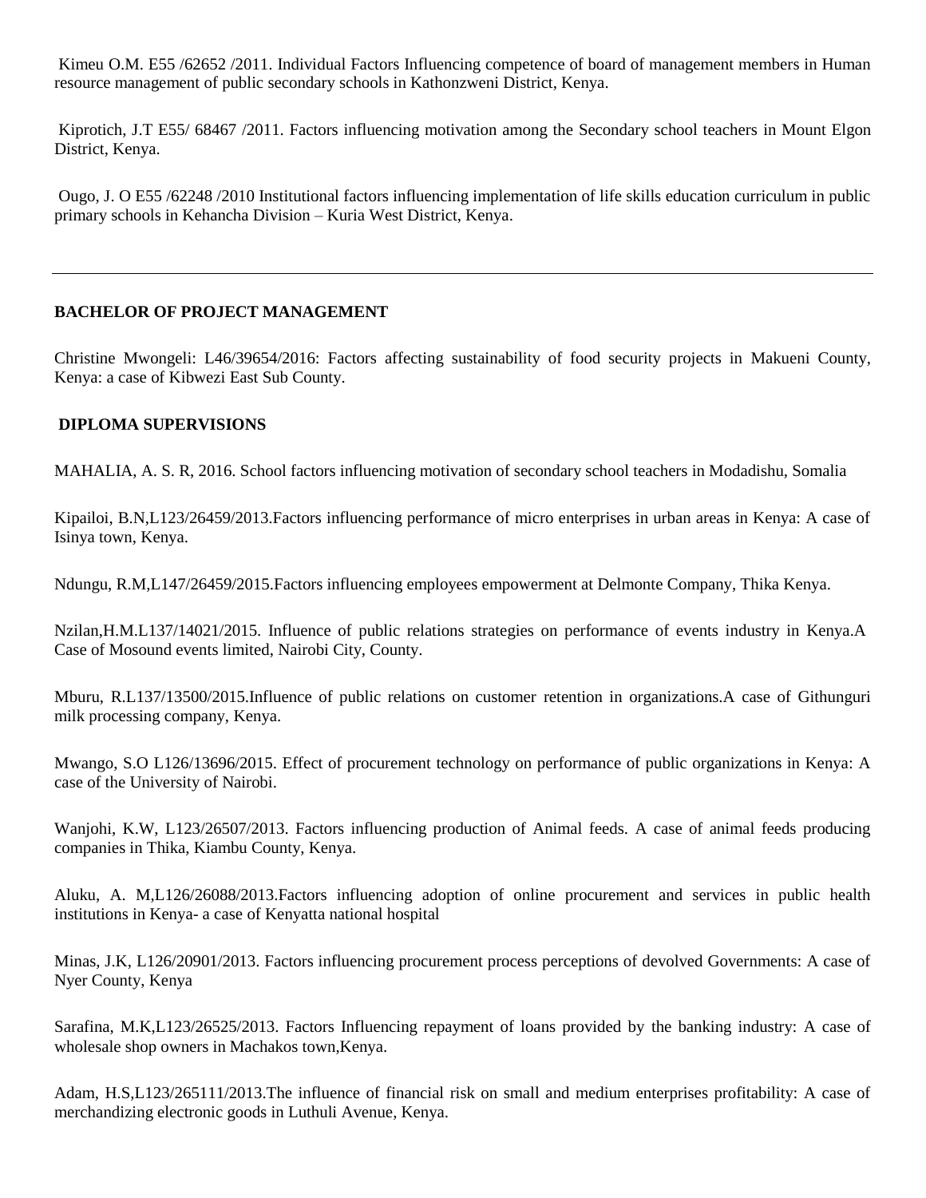Kimeu O.M. E55 /62652 /2011. Individual Factors Influencing competence of board of management members in Human resource management of public secondary schools in Kathonzweni District, Kenya.

Kiprotich, J.T E55/ 68467 /2011. Factors influencing motivation among the Secondary school teachers in Mount Elgon District, Kenya.

Ougo, J. O E55 /62248 /2010 Institutional factors influencing implementation of life skills education curriculum in public primary schools in Kehancha Division – Kuria West District, Kenya.

---

**BACHELOR OF PROJECT MANAGEMENT**

Christine Mwongeli: L46/39654/2016: Factors affecting sustainability of food security projects in Makueni County, Kenya: a case of Kibwezi East Sub County.

**DIPLOMA SUPERVISIONS**

MAHALIA, A. S. R, 2016. School factors influencing motivation of secondary school teachers in Modadishu, Somalia

Kipailoi, B.N,L123/26459/2013.Factors influencing performance of micro enterprises in urban areas in Kenya: A case of Isinya town, Kenya.

Ndungu, R.M,L147/26459/2015.Factors influencing employees empowerment at Delmonte Company, Thika Kenya.

Nzilan,H.M.L137/14021/2015. Influence of public relations strategies on performance of events industry in Kenya.A Case of Mosound events limited, Nairobi City, County.

Mburu, R.L137/13500/2015.Influence of public relations on customer retention in organizations.A case of Githunguri milk processing company, Kenya.

Mwango, S.O L126/13696/2015. Effect of procurement technology on performance of public organizations in Kenya: A case of the University of Nairobi.

Wanjohi, K.W, L123/26507/2013. Factors influencing production of Animal feeds. A case of animal feeds producing companies in Thika, Kiambu County, Kenya.

Aluku, A. M,L126/26088/2013.Factors influencing adoption of online procurement and services in public health institutions in Kenya- a case of Kenyatta national hospital

Minas, J.K, L126/20901/2013. Factors influencing procurement process perceptions of devolved Governments: A case of Nyer County, Kenya

Sarafina, M.K,L123/26525/2013. Factors Influencing repayment of loans provided by the banking industry: A case of wholesale shop owners in Machakos town,Kenya.

Adam, H.S,L123/265111/2013.The influence of financial risk on small and medium enterprises profitability: A case of merchandizing electronic goods in Luthuli Avenue, Kenya.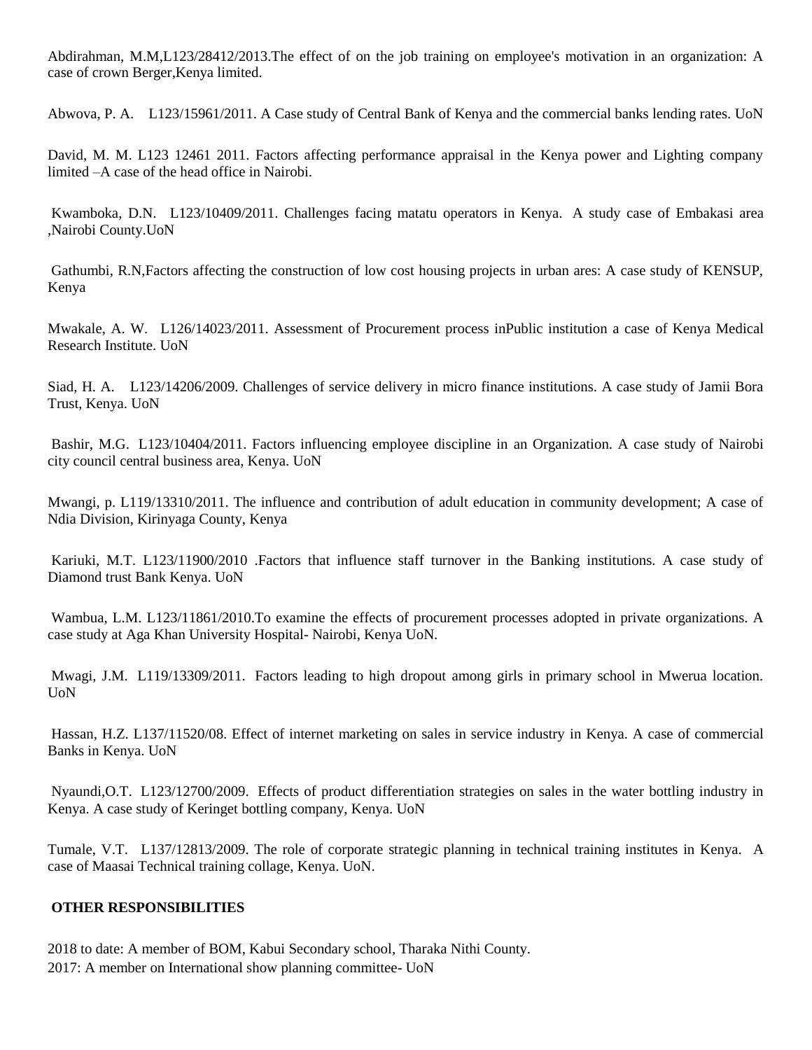Abdirahman, M.M,L123/28412/2013.The effect of on the job training on employee's motivation in an organization: A case of crown Berger,Kenya limited.

Abwova, P. A. L123/15961/2011. A Case study of Central Bank of Kenya and the commercial banks lending rates. UoN

David, M. M. L123 12461 2011. Factors affecting performance appraisal in the Kenya power and Lighting company limited –A case of the head office in Nairobi.

Kwamboka, D.N. L123/10409/2011. Challenges facing matatu operators in Kenya. A study case of Embakasi area ,Nairobi County.UoN

Gathumbi, R.N,Factors affecting the construction of low cost housing projects in urban ares: A case study of KENSUP, Kenya

Mwakale, A. W. L126/14023/2011. Assessment of Procurement process inPublic institution a case of Kenya Medical Research Institute. UoN

Siad, H. A. L123/14206/2009. Challenges of service delivery in micro finance institutions. A case study of Jamii Bora Trust, Kenya. UoN

Bashir, M.G. L123/10404/2011. Factors influencing employee discipline in an Organization. A case study of Nairobi city council central business area, Kenya. UoN

Mwangi, p. L119/13310/2011. The influence and contribution of adult education in community development; A case of Ndia Division, Kirinyaga County, Kenya

Kariuki, M.T. L123/11900/2010 .Factors that influence staff turnover in the Banking institutions. A case study of Diamond trust Bank Kenya. UoN

Wambua, L.M. L123/11861/2010.To examine the effects of procurement processes adopted in private organizations. A case study at Aga Khan University Hospital- Nairobi, Kenya UoN.

Mwagi, J.M. L119/13309/2011. Factors leading to high dropout among girls in primary school in Mwerua location. UoN

Hassan, H.Z. L137/11520/08. Effect of internet marketing on sales in service industry in Kenya. A case of commercial Banks in Kenya. UoN

Nyaundi,O.T. L123/12700/2009. Effects of product differentiation strategies on sales in the water bottling industry in Kenya. A case study of Keringet bottling company, Kenya. UoN

Tumale, V.T. L137/12813/2009. The role of corporate strategic planning in technical training institutes in Kenya. A case of Maasai Technical training collage, Kenya. UoN.

**OTHER RESPONSIBILITIES**

2018 to date: A member of BOM, Kabui Secondary school, Tharaka Nithi County.
2017: A member on International show planning committee- UoN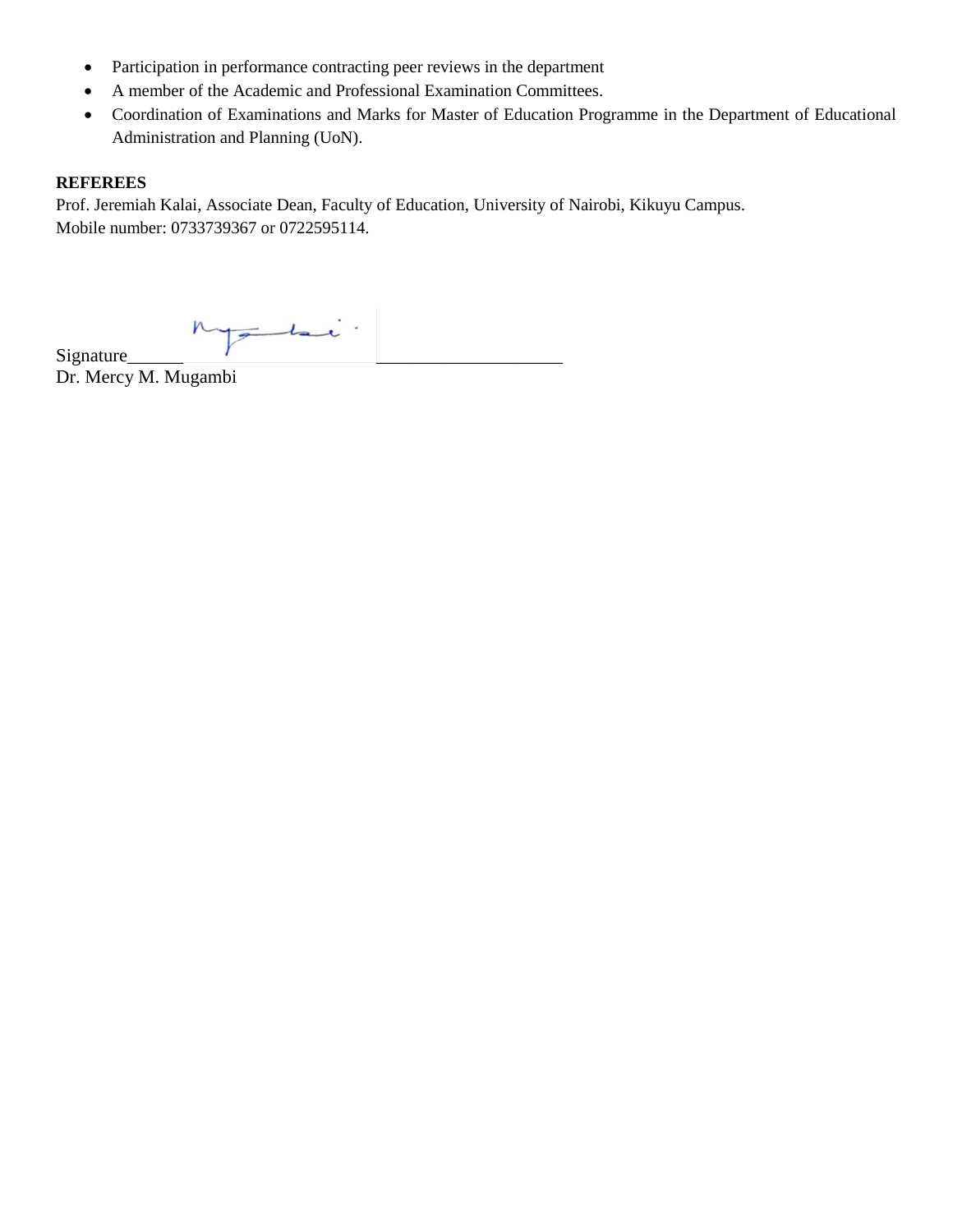- Participation in performance contracting peer reviews in the department
- A member of the Academic and Professional Examination Committees.
- Coordination of Examinations and Marks for Master of Education Programme in the Department of Educational Administration and Planning (UoN).

**REFEREES**

Prof. Jeremiah Kalai, Associate Dean, Faculty of Education, University of Nairobi, Kikuyu Campus.
Mobile number: 0733739367 or 0722595114.

Signature______ ____________________

Dr. Mercy M. Mugambi